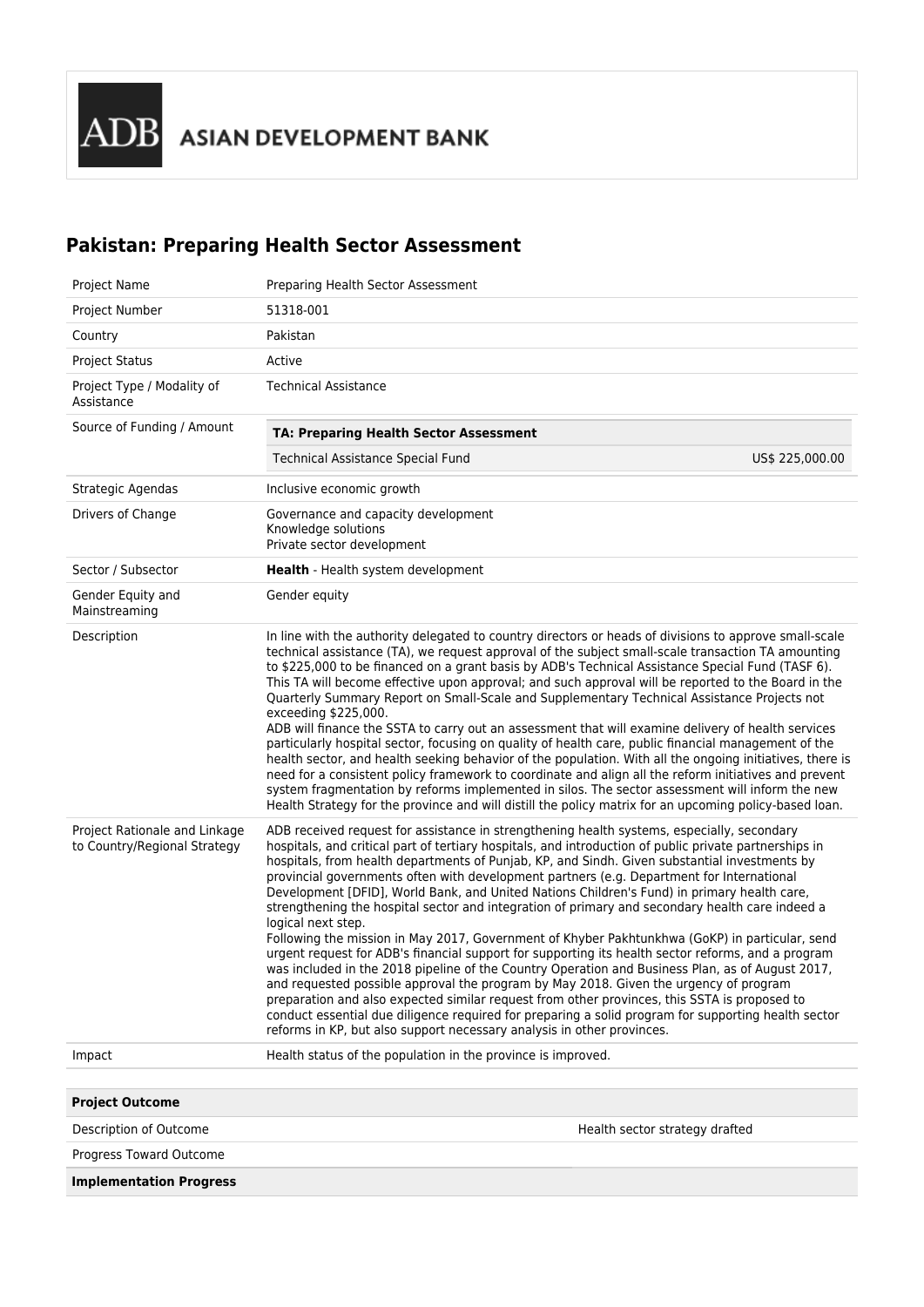ADB ASIAN DEVELOPMENT BANK

# Pakistan: Preparing Health Sector Assessment

| | |
|---|---|
| Project Name | Preparing Health Sector Assessment |
| Project Number | 51318-001 |
| Country | Pakistan |
| Project Status | Active |
| Project Type / Modality of Assistance | Technical Assistance |
| Source of Funding / Amount | **TA: Preparing Health Sector Assessment**<br>Technical Assistance Special Fund — US$ 225,000.00 |
| Strategic Agendas | Inclusive economic growth |
| Drivers of Change | Governance and capacity development<br>Knowledge solutions<br>Private sector development |
| Sector / Subsector | **Health** - Health system development |
| Gender Equity and Mainstreaming | Gender equity |
| Description | In line with the authority delegated to country directors or heads of divisions to approve small-scale technical assistance (TA), we request approval of the subject small-scale transaction TA amounting to $225,000 to be financed on a grant basis by ADB's Technical Assistance Special Fund (TASF 6). This TA will become effective upon approval; and such approval will be reported to the Board in the Quarterly Summary Report on Small-Scale and Supplementary Technical Assistance Projects not exceeding $225,000.<br>ADB will finance the SSTA to carry out an assessment that will examine delivery of health services particularly hospital sector, focusing on quality of health care, public financial management of the health sector, and health seeking behavior of the population. With all the ongoing initiatives, there is need for a consistent policy framework to coordinate and align all the reform initiatives and prevent system fragmentation by reforms implemented in silos. The sector assessment will inform the new Health Strategy for the province and will distill the policy matrix for an upcoming policy-based loan. |
| Project Rationale and Linkage to Country/Regional Strategy | ADB received request for assistance in strengthening health systems, especially, secondary hospitals, and critical part of tertiary hospitals, and introduction of public private partnerships in hospitals, from health departments of Punjab, KP, and Sindh. Given substantial investments by provincial governments often with development partners (e.g. Department for International Development [DFID], World Bank, and United Nations Children's Fund) in primary health care, strengthening the hospital sector and integration of primary and secondary health care indeed a logical next step.<br>Following the mission in May 2017, Government of Khyber Pakhtunkhwa (GoKP) in particular, send urgent request for ADB's financial support for supporting its health sector reforms, and a program was included in the 2018 pipeline of the Country Operation and Business Plan, as of August 2017, and requested possible approval the program by May 2018. Given the urgency of program preparation and also expected similar request from other provinces, this SSTA is proposed to conduct essential due diligence required for preparing a solid program for supporting health sector reforms in KP, but also support necessary analysis in other provinces. |
| Impact | Health status of the population in the province is improved. |

| **Project Outcome** | |
|---|---|
| Description of Outcome | Health sector strategy drafted |
| Progress Toward Outcome | |
| **Implementation Progress** | |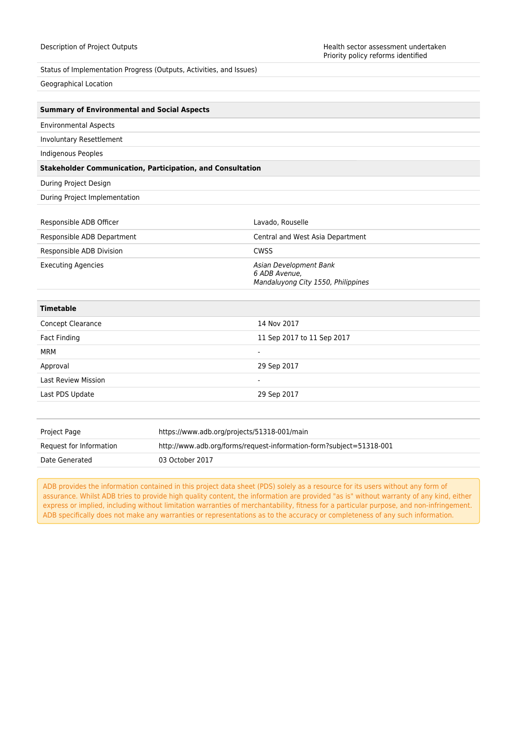| | |
|---|---|
| Description of Project Outputs | Health sector assessment undertaken<br>Priority policy reforms identified |
| Status of Implementation Progress (Outputs, Activities, and Issues) | |
| Geographical Location | |

| Summary of Environmental and Social Aspects | |
|---|---|
| Environmental Aspects | |
| Involuntary Resettlement | |
| Indigenous Peoples | |
| **Stakeholder Communication, Participation, and Consultation** | |
| During Project Design | |
| During Project Implementation | |

| | |
|---|---|
| Responsible ADB Officer | Lavado, Rouselle |
| Responsible ADB Department | Central and West Asia Department |
| Responsible ADB Division | CWSS |
| Executing Agencies | *Asian Development Bank*<br>*6 ADB Avenue,*<br>*Mandaluyong City 1550, Philippines* |

| Timetable | |
|---|---|
| Concept Clearance | 14 Nov 2017 |
| Fact Finding | 11 Sep 2017 to 11 Sep 2017 |
| MRM | - |
| Approval | 29 Sep 2017 |
| Last Review Mission | - |
| Last PDS Update | 29 Sep 2017 |

| | |
|---|---|
| Project Page | https://www.adb.org/projects/51318-001/main |
| Request for Information | http://www.adb.org/forms/request-information-form?subject=51318-001 |
| Date Generated | 03 October 2017 |

ADB provides the information contained in this project data sheet (PDS) solely as a resource for its users without any form of assurance. Whilst ADB tries to provide high quality content, the information are provided "as is" without warranty of any kind, either express or implied, including without limitation warranties of merchantability, fitness for a particular purpose, and non-infringement. ADB specifically does not make any warranties or representations as to the accuracy or completeness of any such information.